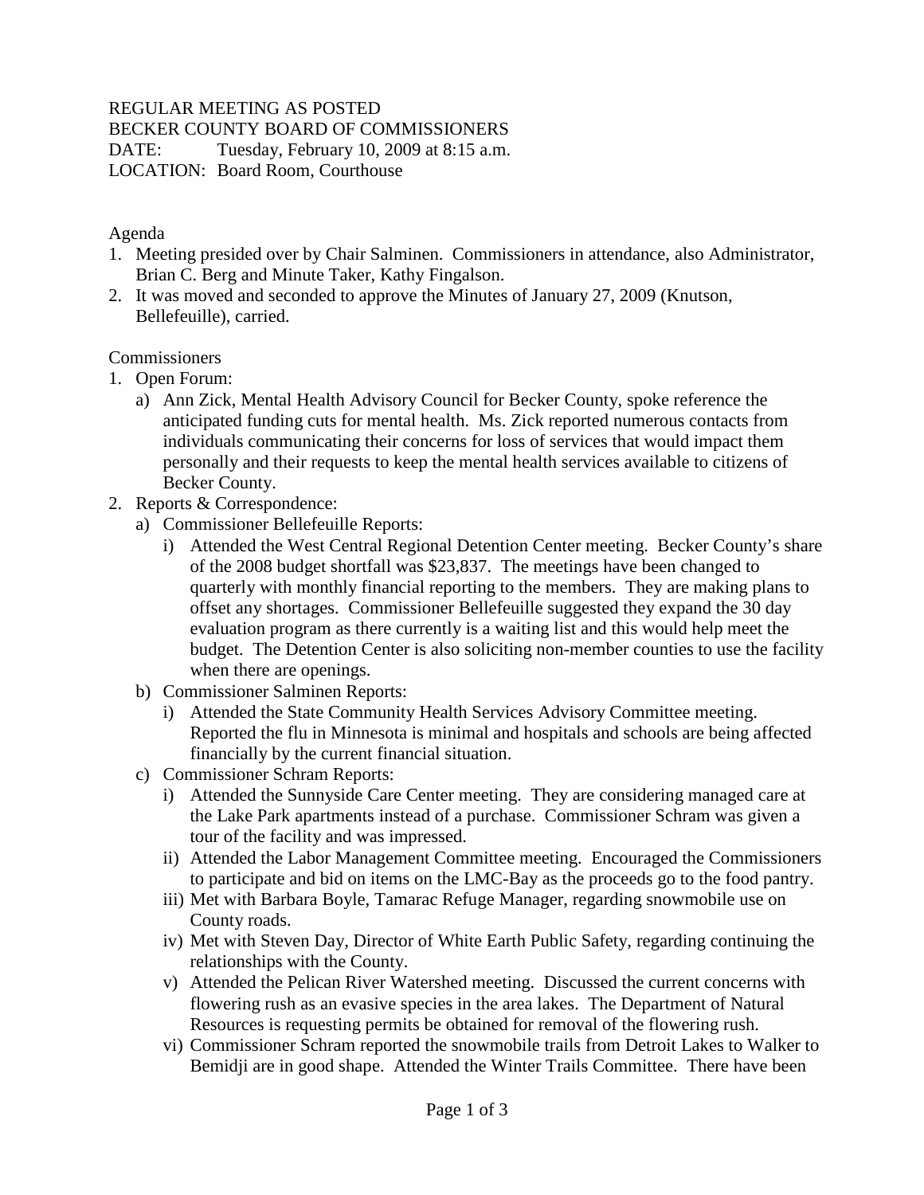REGULAR MEETING AS POSTED
BECKER COUNTY BOARD OF COMMISSIONERS
DATE: Tuesday, February 10, 2009 at 8:15 a.m.
LOCATION: Board Room, Courthouse

Agenda

1. Meeting presided over by Chair Salminen. Commissioners in attendance, also Administrator, Brian C. Berg and Minute Taker, Kathy Fingalson.
2. It was moved and seconded to approve the Minutes of January 27, 2009 (Knutson, Bellefeuille), carried.

Commissioners

1. Open Forum:
   a) Ann Zick, Mental Health Advisory Council for Becker County, spoke reference the anticipated funding cuts for mental health. Ms. Zick reported numerous contacts from individuals communicating their concerns for loss of services that would impact them personally and their requests to keep the mental health services available to citizens of Becker County.
2. Reports & Correspondence:
   a) Commissioner Bellefeuille Reports:
      i) Attended the West Central Regional Detention Center meeting. Becker County's share of the 2008 budget shortfall was $23,837. The meetings have been changed to quarterly with monthly financial reporting to the members. They are making plans to offset any shortages. Commissioner Bellefeuille suggested they expand the 30 day evaluation program as there currently is a waiting list and this would help meet the budget. The Detention Center is also soliciting non-member counties to use the facility when there are openings.
   b) Commissioner Salminen Reports:
      i) Attended the State Community Health Services Advisory Committee meeting. Reported the flu in Minnesota is minimal and hospitals and schools are being affected financially by the current financial situation.
   c) Commissioner Schram Reports:
      i) Attended the Sunnyside Care Center meeting. They are considering managed care at the Lake Park apartments instead of a purchase. Commissioner Schram was given a tour of the facility and was impressed.
      ii) Attended the Labor Management Committee meeting. Encouraged the Commissioners to participate and bid on items on the LMC-Bay as the proceeds go to the food pantry.
      iii) Met with Barbara Boyle, Tamarac Refuge Manager, regarding snowmobile use on County roads.
      iv) Met with Steven Day, Director of White Earth Public Safety, regarding continuing the relationships with the County.
      v) Attended the Pelican River Watershed meeting. Discussed the current concerns with flowering rush as an evasive species in the area lakes. The Department of Natural Resources is requesting permits be obtained for removal of the flowering rush.
      vi) Commissioner Schram reported the snowmobile trails from Detroit Lakes to Walker to Bemidji are in good shape. Attended the Winter Trails Committee. There have been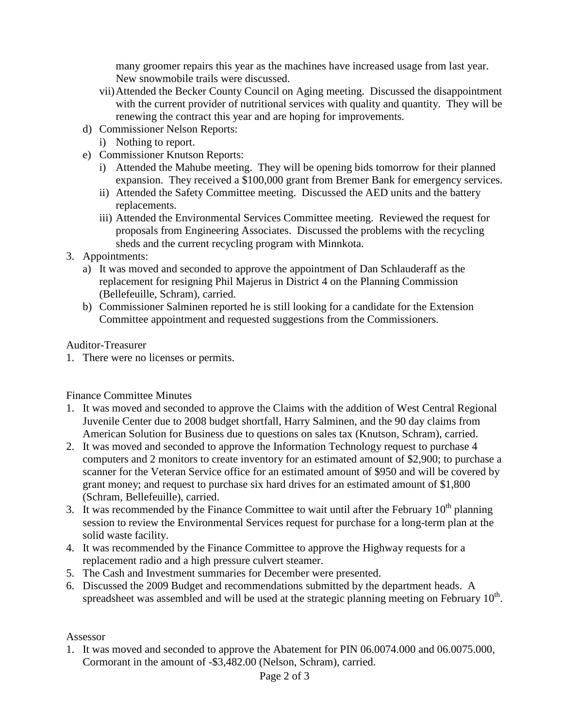many groomer repairs this year as the machines have increased usage from last year. New snowmobile trails were discussed.

vii) Attended the Becker County Council on Aging meeting. Discussed the disappointment with the current provider of nutritional services with quality and quantity. They will be renewing the contract this year and are hoping for improvements.

d) Commissioner Nelson Reports:
   i) Nothing to report.
e) Commissioner Knutson Reports:
   i) Attended the Mahube meeting. They will be opening bids tomorrow for their planned expansion. They received a $100,000 grant from Bremer Bank for emergency services.
   ii) Attended the Safety Committee meeting. Discussed the AED units and the battery replacements.
   iii) Attended the Environmental Services Committee meeting. Reviewed the request for proposals from Engineering Associates. Discussed the problems with the recycling sheds and the current recycling program with Minnkota.

3. Appointments:
   a) It was moved and seconded to approve the appointment of Dan Schlauderaff as the replacement for resigning Phil Majerus in District 4 on the Planning Commission (Bellefeuille, Schram), carried.
   b) Commissioner Salminen reported he is still looking for a candidate for the Extension Committee appointment and requested suggestions from the Commissioners.

Auditor-Treasurer

1. There were no licenses or permits.

Finance Committee Minutes

1. It was moved and seconded to approve the Claims with the addition of West Central Regional Juvenile Center due to 2008 budget shortfall, Harry Salminen, and the 90 day claims from American Solution for Business due to questions on sales tax (Knutson, Schram), carried.
2. It was moved and seconded to approve the Information Technology request to purchase 4 computers and 2 monitors to create inventory for an estimated amount of $2,900; to purchase a scanner for the Veteran Service office for an estimated amount of $950 and will be covered by grant money; and request to purchase six hard drives for an estimated amount of $1,800 (Schram, Bellefeuille), carried.
3. It was recommended by the Finance Committee to wait until after the February 10th planning session to review the Environmental Services request for purchase for a long-term plan at the solid waste facility.
4. It was recommended by the Finance Committee to approve the Highway requests for a replacement radio and a high pressure culvert steamer.
5. The Cash and Investment summaries for December were presented.
6. Discussed the 2009 Budget and recommendations submitted by the department heads. A spreadsheet was assembled and will be used at the strategic planning meeting on February 10th.

Assessor

1. It was moved and seconded to approve the Abatement for PIN 06.0074.000 and 06.0075.000, Cormorant in the amount of -$3,482.00 (Nelson, Schram), carried.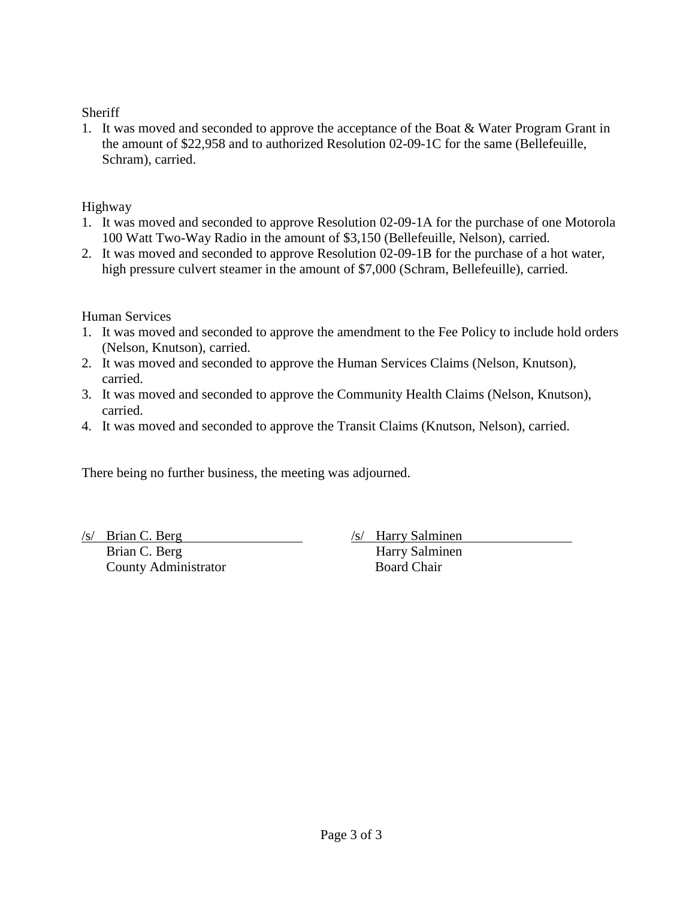Sheriff

1. It was moved and seconded to approve the acceptance of the Boat & Water Program Grant in the amount of $22,958 and to authorized Resolution 02-09-1C for the same (Bellefeuille, Schram), carried.

Highway

1. It was moved and seconded to approve Resolution 02-09-1A for the purchase of one Motorola 100 Watt Two-Way Radio in the amount of $3,150 (Bellefeuille, Nelson), carried.
2. It was moved and seconded to approve Resolution 02-09-1B for the purchase of a hot water, high pressure culvert steamer in the amount of $7,000 (Schram, Bellefeuille), carried.

Human Services

1. It was moved and seconded to approve the amendment to the Fee Policy to include hold orders (Nelson, Knutson), carried.
2. It was moved and seconded to approve the Human Services Claims (Nelson, Knutson), carried.
3. It was moved and seconded to approve the Community Health Claims (Nelson, Knutson), carried.
4. It was moved and seconded to approve the Transit Claims (Knutson, Nelson), carried.

There being no further business, the meeting was adjourned.

/s/ Brian C. Berg
Brian C. Berg
County Administrator

/s/ Harry Salminen
Harry Salminen
Board Chair